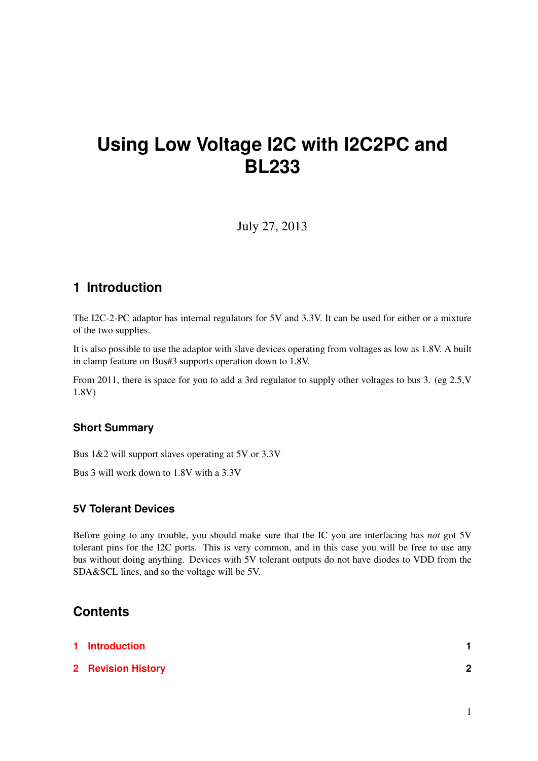# Using Low Voltage I2C with I2C2PC and BL233

July 27, 2013

## 1 Introduction

The I2C-2-PC adaptor has internal regulators for 5V and 3.3V. It can be used for either or a mixture of the two supplies.

It is also possible to use the adaptor with slave devices operating from voltages as low as 1.8V. A built in clamp feature on Bus#3 supports operation down to 1.8V.

From 2011, there is space for you to add a 3rd regulator to supply other voltages to bus 3. (eg 2.5,V 1.8V)

### Short Summary

Bus 1&2 will support slaves operating at 5V or 3.3V

Bus 3 will work down to 1.8V with a 3.3V

### 5V Tolerant Devices

Before going to any trouble, you should make sure that the IC you are interfacing has *not* got 5V tolerant pins for the I2C ports. This is very common, and in this case you will be free to use any bus without doing anything. Devices with 5V tolerant outputs do not have diodes to VDD from the SDA&SCL lines, and so the voltage will be 5V.

## Contents

**1 Introduction** **1**

**2 Revision History** **2**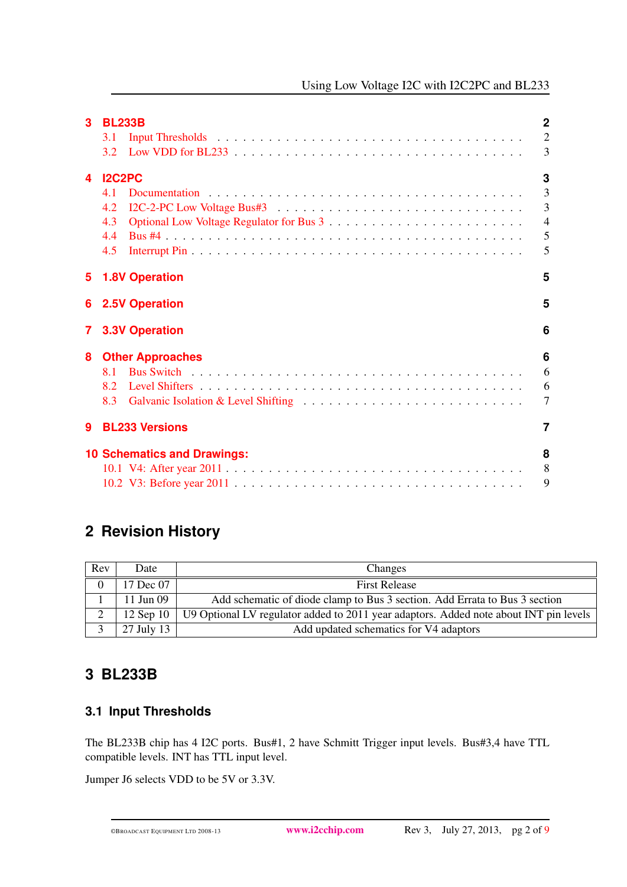3 BL233B 2
  3.1 Input Thresholds . . . 2
  3.2 Low VDD for BL233 . . . 3

4 I2C2PC 3
  4.1 Documentation . . . 3
  4.2 I2C-2-PC Low Voltage Bus#3 . . . 3
  4.3 Optional Low Voltage Regulator for Bus 3 . . . 4
  4.4 Bus #4 . . . 5
  4.5 Interrupt Pin . . . 5

5 1.8V Operation 5

6 2.5V Operation 5

7 3.3V Operation 6

8 Other Approaches 6
  8.1 Bus Switch . . . 6
  8.2 Level Shifters . . . 6
  8.3 Galvanic Isolation & Level Shifting . . . 7

9 BL233 Versions 7

10 Schematics and Drawings: 8
  10.1 V4: After year 2011 . . . 8
  10.2 V3: Before year 2011 . . . 9

## 2 Revision History

| Rev | Date | Changes |
|---|---|---|
| 0 | 17 Dec 07 | First Release |
| 1 | 11 Jun 09 | Add schematic of diode clamp to Bus 3 section. Add Errata to Bus 3 section |
| 2 | 12 Sep 10 | U9 Optional LV regulator added to 2011 year adaptors. Added note about INT pin levels |
| 3 | 27 July 13 | Add updated schematics for V4 adaptors |

## 3 BL233B

### 3.1 Input Thresholds

The BL233B chip has 4 I2C ports. Bus#1, 2 have Schmitt Trigger input levels. Bus#3,4 have TTL compatible levels. INT has TTL input level.

Jumper J6 selects VDD to be 5V or 3.3V.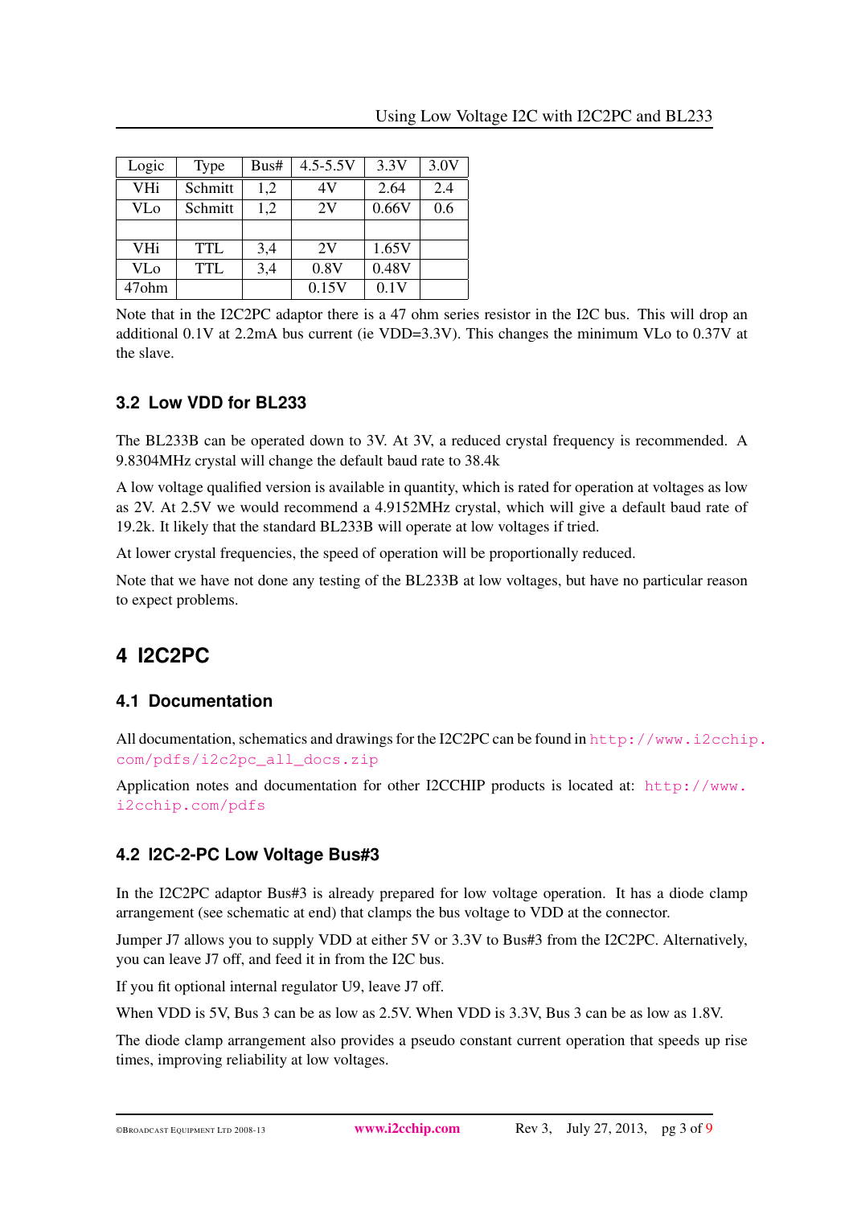| Logic | Type | Bus# | 4.5-5.5V | 3.3V | 3.0V |
| --- | --- | --- | --- | --- | --- |
| VHi | Schmitt | 1,2 | 4V | 2.64 | 2.4 |
| VLo | Schmitt | 1,2 | 2V | 0.66V | 0.6 |
| | | | | | |
| VHi | TTL | 3,4 | 2V | 1.65V | |
| VLo | TTL | 3,4 | 0.8V | 0.48V | |
| 47ohm | | | 0.15V | 0.1V | |

Note that in the I2C2PC adaptor there is a 47 ohm series resistor in the I2C bus. This will drop an additional 0.1V at 2.2mA bus current (ie VDD=3.3V). This changes the minimum VLo to 0.37V at the slave.

### 3.2 Low VDD for BL233

The BL233B can be operated down to 3V. At 3V, a reduced crystal frequency is recommended. A 9.8304MHz crystal will change the default baud rate to 38.4k

A low voltage qualified version is available in quantity, which is rated for operation at voltages as low as 2V. At 2.5V we would recommend a 4.9152MHz crystal, which will give a default baud rate of 19.2k. It likely that the standard BL233B will operate at low voltages if tried.

At lower crystal frequencies, the speed of operation will be proportionally reduced.

Note that we have not done any testing of the BL233B at low voltages, but have no particular reason to expect problems.

## 4 I2C2PC

### 4.1 Documentation

All documentation, schematics and drawings for the I2C2PC can be found in http://www.i2cchip.com/pdfs/i2c2pc_all_docs.zip

Application notes and documentation for other I2CCHIP products is located at: http://www.i2cchip.com/pdfs

### 4.2 I2C-2-PC Low Voltage Bus#3

In the I2C2PC adaptor Bus#3 is already prepared for low voltage operation. It has a diode clamp arrangement (see schematic at end) that clamps the bus voltage to VDD at the connector.

Jumper J7 allows you to supply VDD at either 5V or 3.3V to Bus#3 from the I2C2PC. Alternatively, you can leave J7 off, and feed it in from the I2C bus.

If you fit optional internal regulator U9, leave J7 off.

When VDD is 5V, Bus 3 can be as low as 2.5V. When VDD is 3.3V, Bus 3 can be as low as 1.8V.

The diode clamp arrangement also provides a pseudo constant current operation that speeds up rise times, improving reliability at low voltages.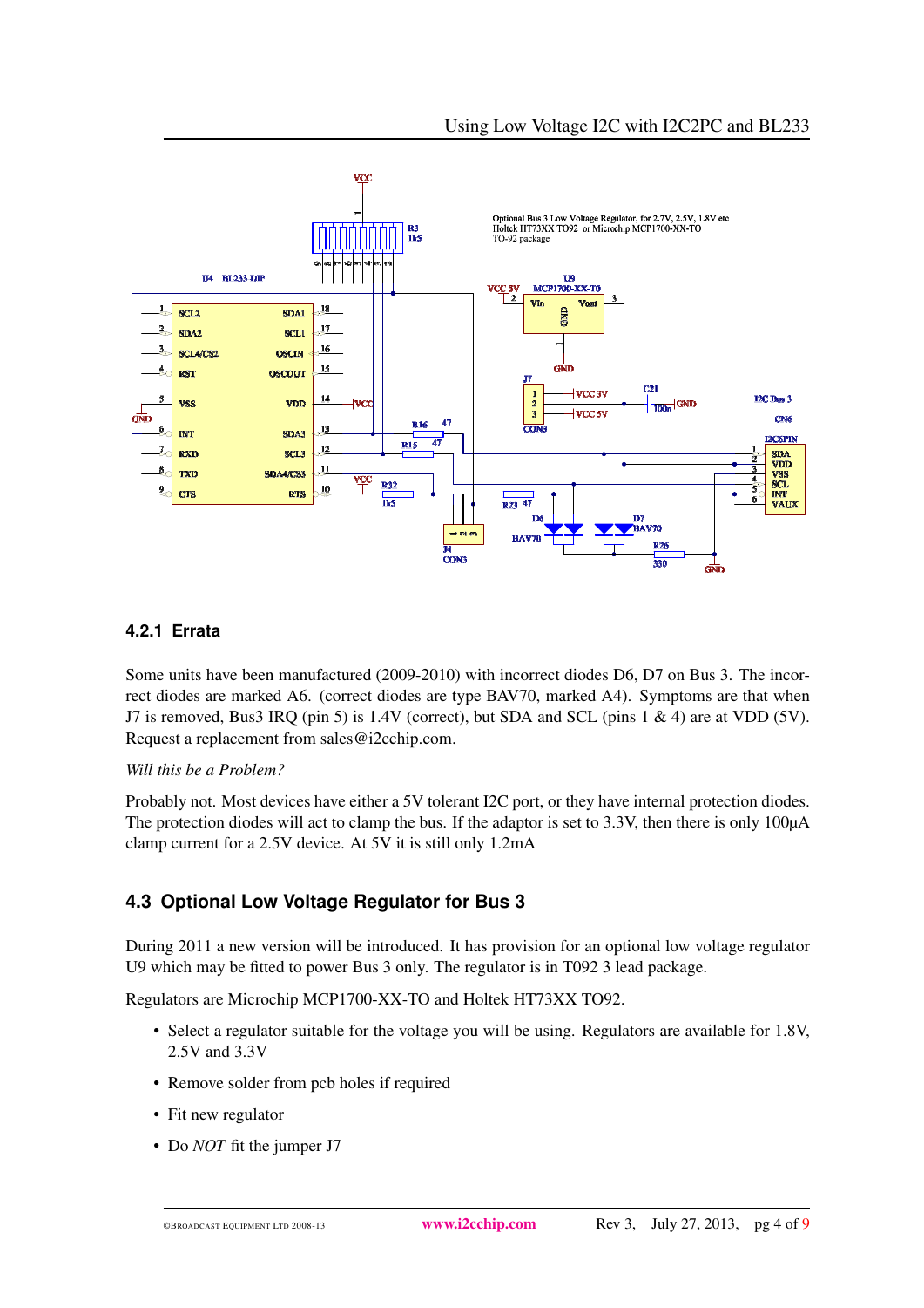### 4.2.1 Errata

Some units have been manufactured (2009-2010) with incorrect diodes D6, D7 on Bus 3. The incorrect diodes are marked A6. (correct diodes are type BAV70, marked A4). Symptoms are that when J7 is removed, Bus3 IRQ (pin 5) is 1.4V (correct), but SDA and SCL (pins 1 & 4) are at VDD (5V). Request a replacement from sales@i2cchip.com.

*Will this be a Problem?*

Probably not. Most devices have either a 5V tolerant I2C port, or they have internal protection diodes. The protection diodes will act to clamp the bus. If the adaptor is set to 3.3V, then there is only 100µA clamp current for a 2.5V device. At 5V it is still only 1.2mA

## 4.3 Optional Low Voltage Regulator for Bus 3

During 2011 a new version will be introduced. It has provision for an optional low voltage regulator U9 which may be fitted to power Bus 3 only. The regulator is in T092 3 lead package.

Regulators are Microchip MCP1700-XX-TO and Holtek HT73XX TO92.

- Select a regulator suitable for the voltage you will be using. Regulators are available for 1.8V, 2.5V and 3.3V
- Remove solder from pcb holes if required
- Fit new regulator
- Do *NOT* fit the jumper J7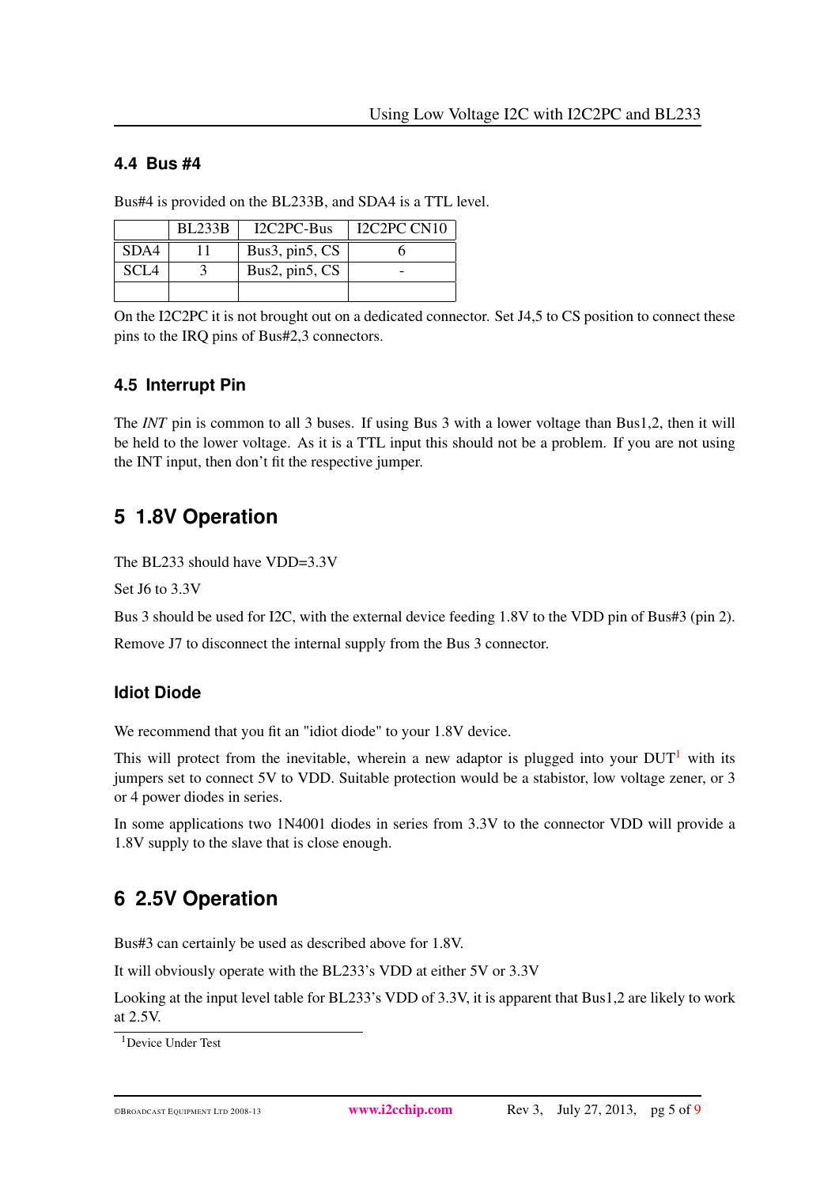### 4.4 Bus #4

Bus#4 is provided on the BL233B, and SDA4 is a TTL level.

| | BL233B | I2C2PC-Bus | I2C2PC CN10 |
|---|---|---|---|
| SDA4 | 11 | Bus3, pin5, CS | 6 |
| SCL4 | 3 | Bus2, pin5, CS | - |
| | | | |

On the I2C2PC it is not brought out on a dedicated connector. Set J4,5 to CS position to connect these pins to the IRQ pins of Bus#2,3 connectors.

### 4.5 Interrupt Pin

The *INT* pin is common to all 3 buses. If using Bus 3 with a lower voltage than Bus1,2, then it will be held to the lower voltage. As it is a TTL input this should not be a problem. If you are not using the INT input, then don't fit the respective jumper.

## 5 1.8V Operation

The BL233 should have VDD=3.3V

Set J6 to 3.3V

Bus 3 should be used for I2C, with the external device feeding 1.8V to the VDD pin of Bus#3 (pin 2).

Remove J7 to disconnect the internal supply from the Bus 3 connector.

### Idiot Diode

We recommend that you fit an "idiot diode" to your 1.8V device.

This will protect from the inevitable, wherein a new adaptor is plugged into your DUT[1] with its jumpers set to connect 5V to VDD. Suitable protection would be a stabistor, low voltage zener, or 3 or 4 power diodes in series.

In some applications two 1N4001 diodes in series from 3.3V to the connector VDD will provide a 1.8V supply to the slave that is close enough.

## 6 2.5V Operation

Bus#3 can certainly be used as described above for 1.8V.

It will obviously operate with the BL233's VDD at either 5V or 3.3V

Looking at the input level table for BL233's VDD of 3.3V, it is apparent that Bus1,2 are likely to work at 2.5V.

[1] Device Under Test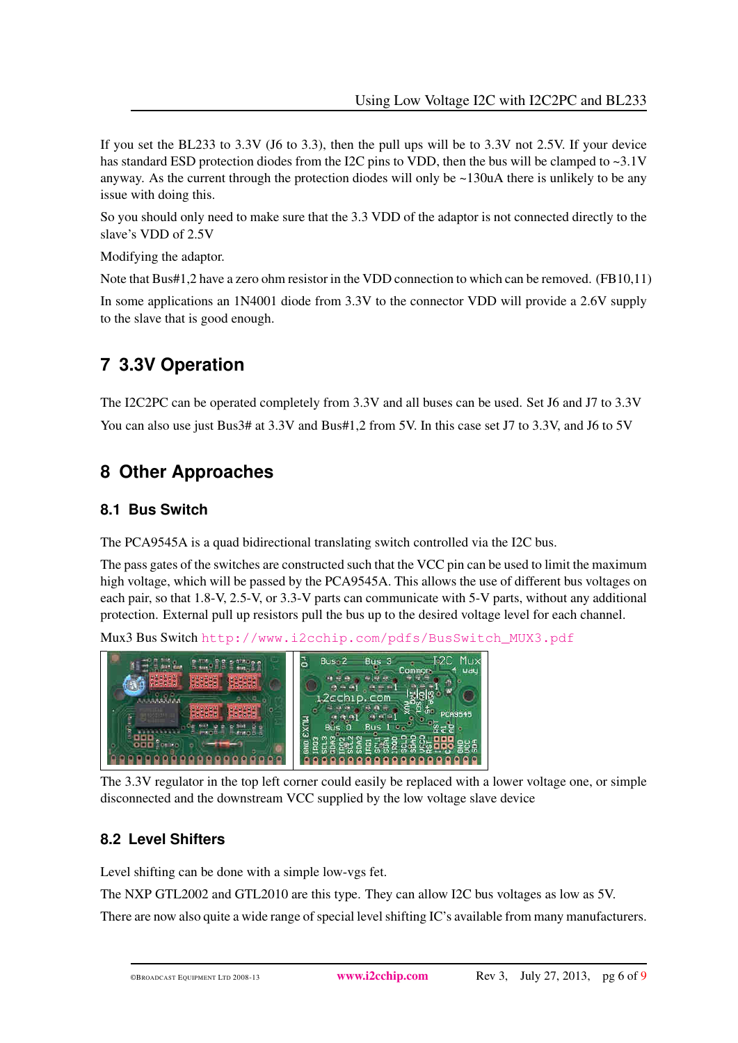If you set the BL233 to 3.3V (J6 to 3.3), then the pull ups will be to 3.3V not 2.5V. If your device has standard ESD protection diodes from the I2C pins to VDD, then the bus will be clamped to ~3.1V anyway. As the current through the protection diodes will only be ~130uA there is unlikely to be any issue with doing this.

So you should only need to make sure that the 3.3 VDD of the adaptor is not connected directly to the slave's VDD of 2.5V

Modifying the adaptor.

Note that Bus#1,2 have a zero ohm resistor in the VDD connection to which can be removed. (FB10,11)

In some applications an 1N4001 diode from 3.3V to the connector VDD will provide a 2.6V supply to the slave that is good enough.

## 7 3.3V Operation

The I2C2PC can be operated completely from 3.3V and all buses can be used. Set J6 and J7 to 3.3V

You can also use just Bus3# at 3.3V and Bus#1,2 from 5V. In this case set J7 to 3.3V, and J6 to 5V

## 8 Other Approaches

### 8.1 Bus Switch

The PCA9545A is a quad bidirectional translating switch controlled via the I2C bus.

The pass gates of the switches are constructed such that the VCC pin can be used to limit the maximum high voltage, which will be passed by the PCA9545A. This allows the use of different bus voltages on each pair, so that 1.8-V, 2.5-V, or 3.3-V parts can communicate with 5-V parts, without any additional protection. External pull up resistors pull the bus up to the desired voltage level for each channel.

Mux3 Bus Switch http://www.i2cchip.com/pdfs/BusSwitch_MUX3.pdf

The 3.3V regulator in the top left corner could easily be replaced with a lower voltage one, or simple disconnected and the downstream VCC supplied by the low voltage slave device

### 8.2 Level Shifters

Level shifting can be done with a simple low-vgs fet.

The NXP GTL2002 and GTL2010 are this type. They can allow I2C bus voltages as low as 5V.

There are now also quite a wide range of special level shifting IC's available from many manufacturers.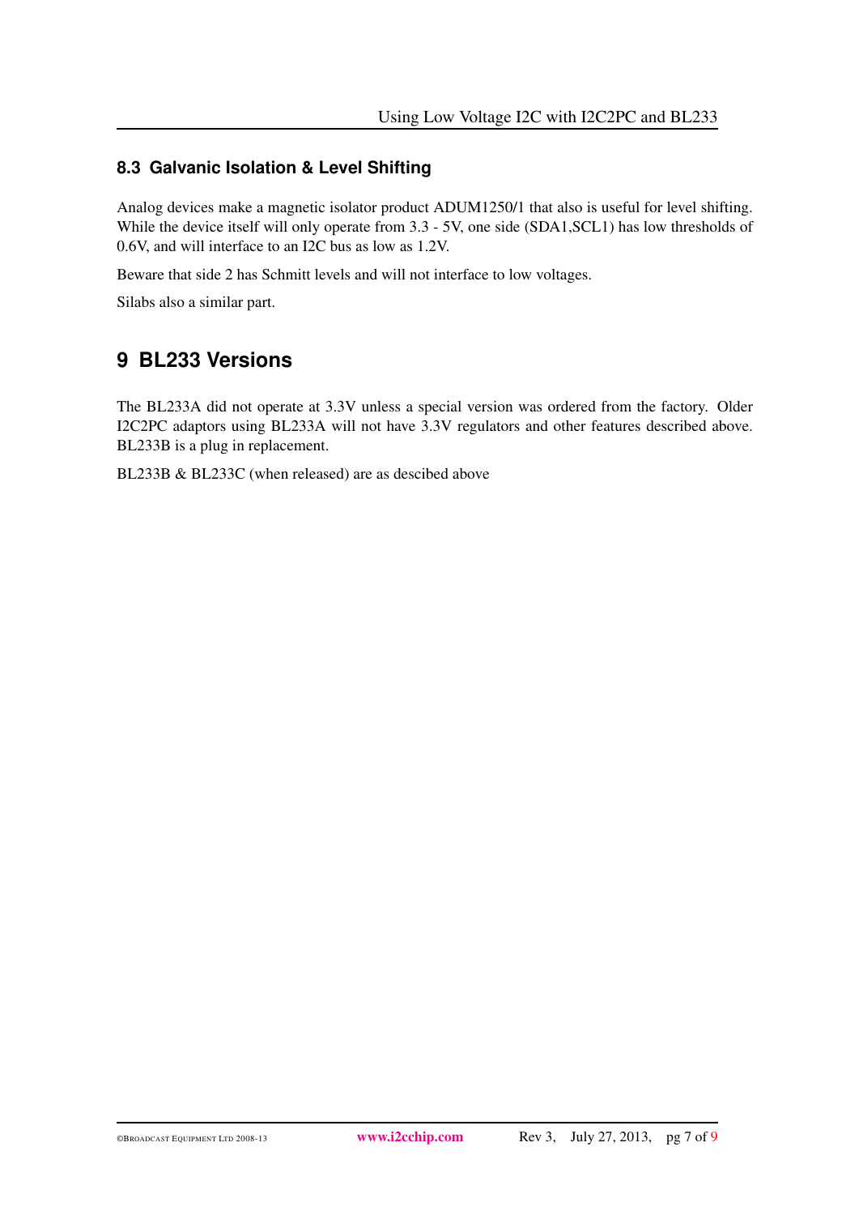### 8.3 Galvanic Isolation & Level Shifting

Analog devices make a magnetic isolator product ADUM1250/1 that also is useful for level shifting. While the device itself will only operate from 3.3 - 5V, one side (SDA1,SCL1) has low thresholds of 0.6V, and will interface to an I2C bus as low as 1.2V.

Beware that side 2 has Schmitt levels and will not interface to low voltages.

Silabs also a similar part.

## 9 BL233 Versions

The BL233A did not operate at 3.3V unless a special version was ordered from the factory. Older I2C2PC adaptors using BL233A will not have 3.3V regulators and other features described above. BL233B is a plug in replacement.

BL233B & BL233C (when released) are as descibed above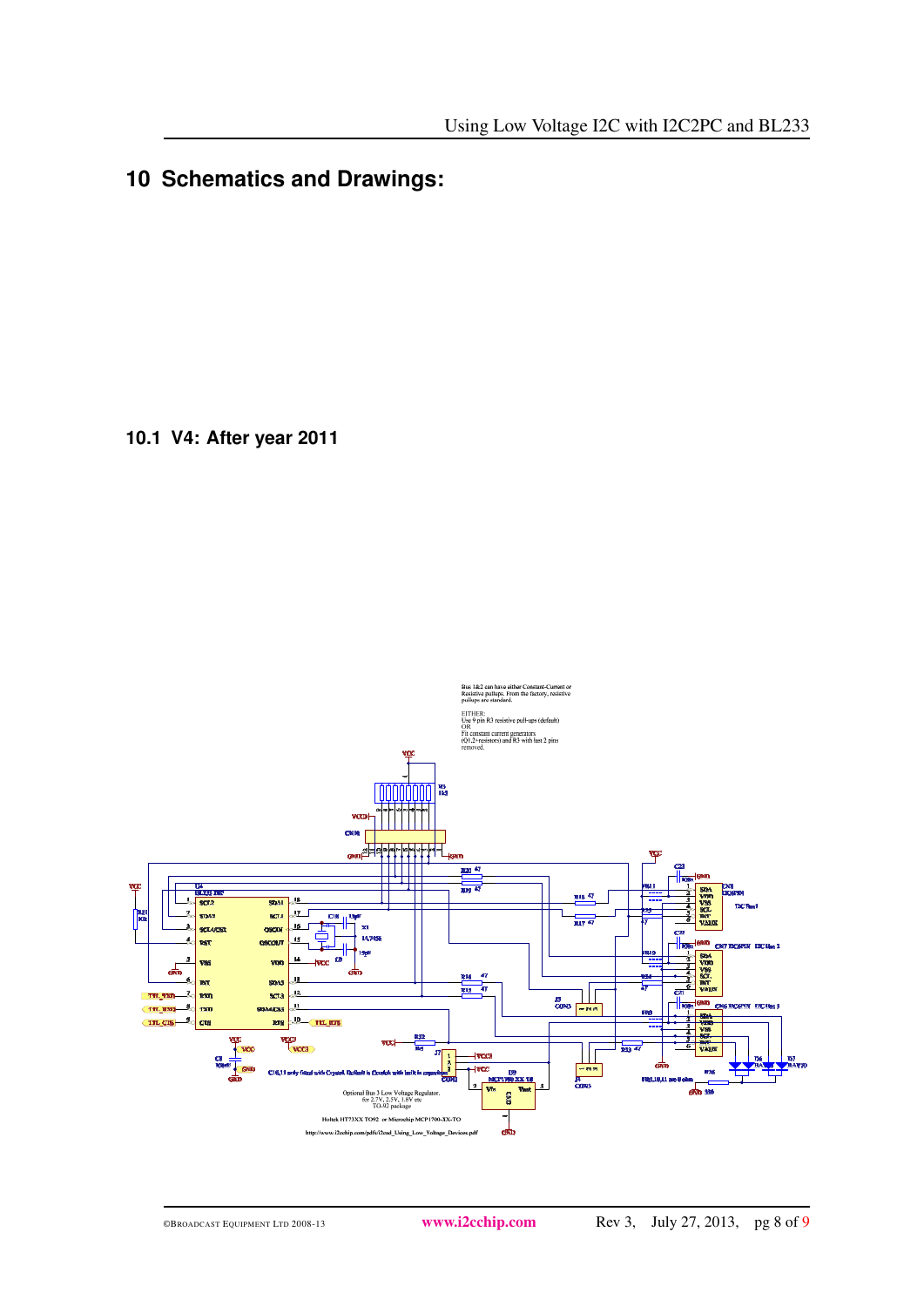# 10 Schematics and Drawings:

## 10.1 V4: After year 2011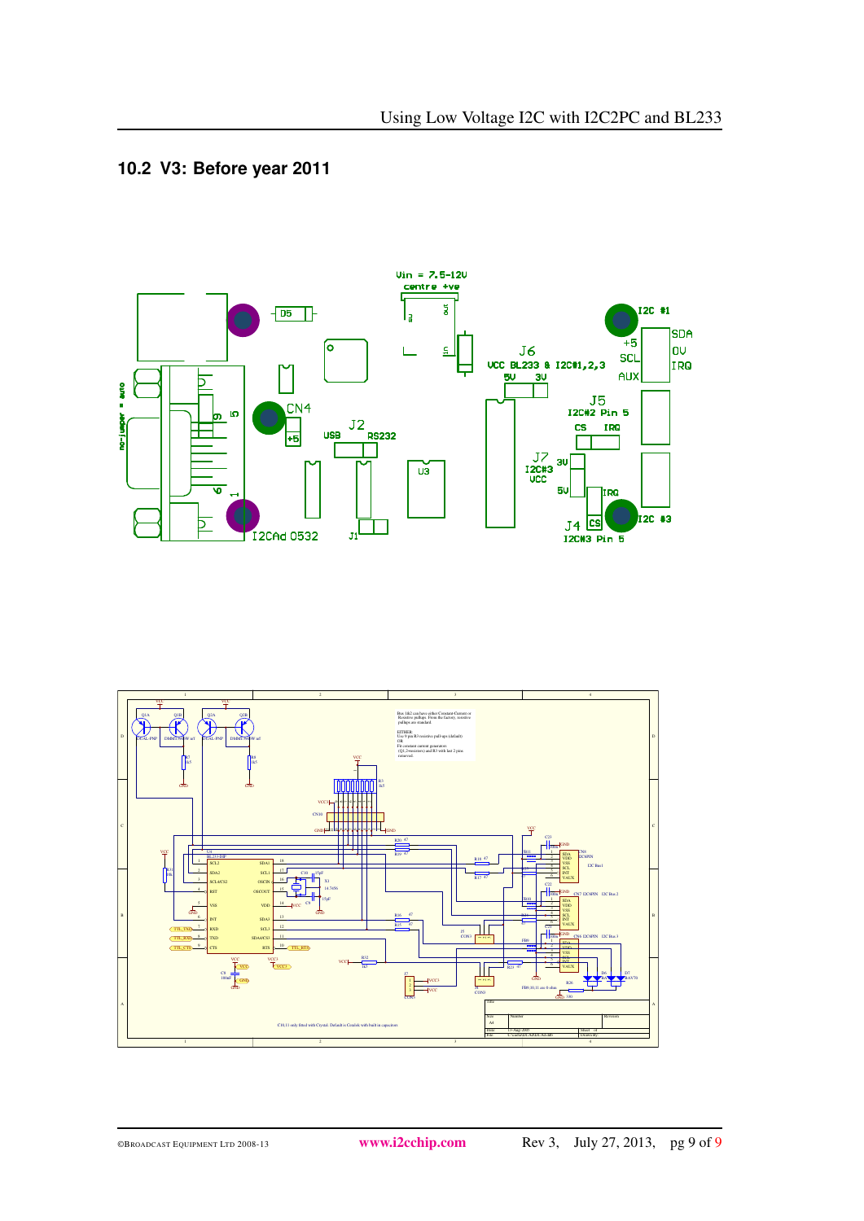## 10.2 V3: Before year 2011

Vin = 7.5-12V
centre +ve

D5

out
in

J6
VCC BL233 & I2C#1,2,3
5V 3V

I2C #1
+5
SDA
SCL
0V
AUX
IRQ

no-jumper = auto

CN4
+5

9 5
6 1

J2
USB RS232

U3

J5
I2C#2 Pin 5
CS IRQ

J7
I2C#3
VCC
3V
5V

IRQ
J4 CS
I2C#3 Pin 5

I2C #3

I2CAd 0532

J1

Bus 1&2 can have either Constant-Current or Resistive pullups. From the factory, resistive pullups are standard.

EITHER:
Use 8 pin R5 resistive pull-ups (default)
OR
Fit constant current generators (Q1,2+resistors) and R5 with last 2 pins removed.

C10,11 only fitted with Crystal. Default is Ceralok with built in capacitors.